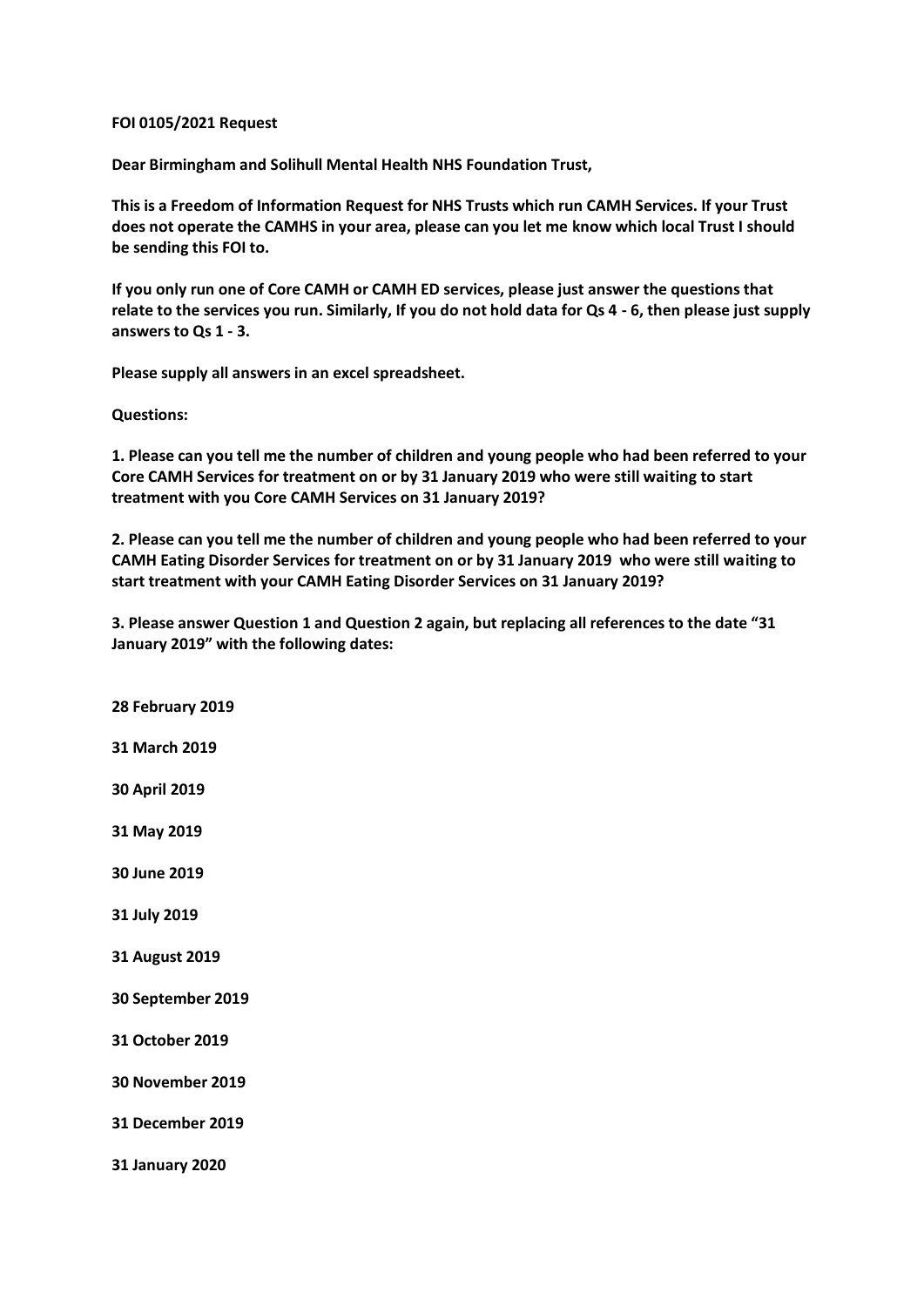**FOI 0105/2021 Request**

**Dear Birmingham and Solihull Mental Health NHS Foundation Trust,**

**This is a Freedom of Information Request for NHS Trusts which run CAMH Services. If your Trust does not operate the CAMHS in your area, please can you let me know which local Trust I should be sending this FOI to.**

**If you only run one of Core CAMH or CAMH ED services, please just answer the questions that relate to the services you run. Similarly, If you do not hold data for Qs 4 - 6, then please just supply answers to Qs 1 - 3.**

**Please supply all answers in an excel spreadsheet.**

**Questions:**

**1. Please can you tell me the number of children and young people who had been referred to your Core CAMH Services for treatment on or by 31 January 2019 who were still waiting to start treatment with you Core CAMH Services on 31 January 2019?**

**2. Please can you tell me the number of children and young people who had been referred to your CAMH Eating Disorder Services for treatment on or by 31 January 2019 who were still waiting to start treatment with your CAMH Eating Disorder Services on 31 January 2019?**

**3. Please answer Question 1 and Question 2 again, but replacing all references to the date "31 January 2019" with the following dates:**

**28 February 2019**

**31 March 2019**

**30 April 2019**

**31 May 2019**

**30 June 2019**

**31 July 2019**

**31 August 2019**

**30 September 2019**

**31 October 2019**

**30 November 2019**

**31 December 2019**

**31 January 2020**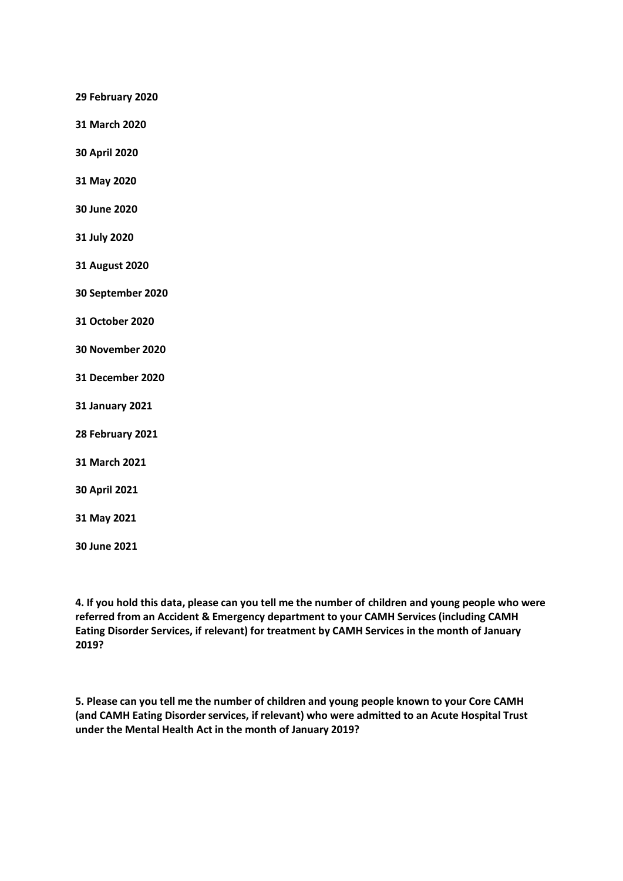**29 February 2020**

**31 March 2020**

**30 April 2020**

**31 May 2020**

**30 June 2020**

**31 July 2020**

**31 August 2020**

**30 September 2020**

**31 October 2020**

**30 November 2020**

**31 December 2020**

**31 January 2021**

**28 February 2021**

**31 March 2021**

**30 April 2021**

**31 May 2021**

**30 June 2021**

**4. If you hold this data, please can you tell me the number of children and young people who were referred from an Accident & Emergency department to your CAMH Services (including CAMH Eating Disorder Services, if relevant) for treatment by CAMH Services in the month of January 2019?**

**5. Please can you tell me the number of children and young people known to your Core CAMH (and CAMH Eating Disorder services, if relevant) who were admitted to an Acute Hospital Trust under the Mental Health Act in the month of January 2019?**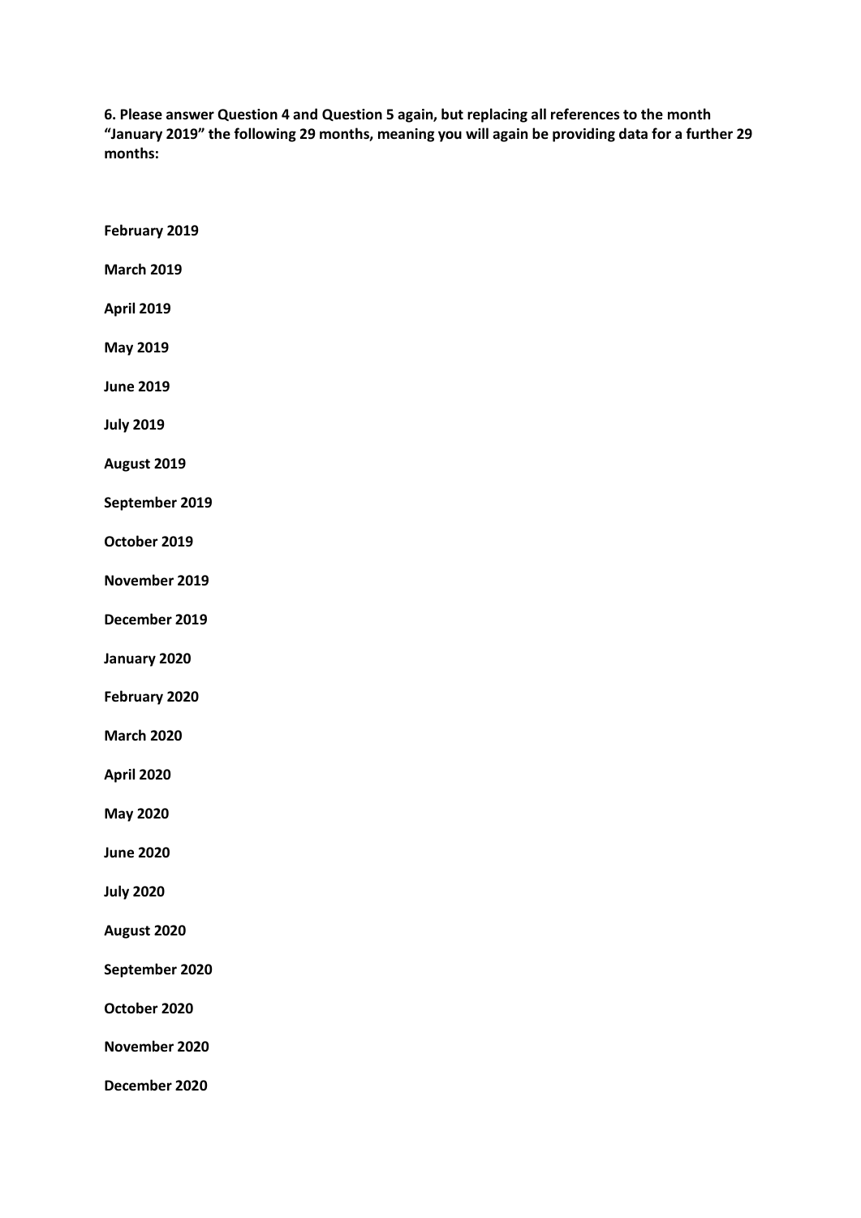**6. Please answer Question 4 and Question 5 again, but replacing all references to the month "January 2019" the following 29 months, meaning you will again be providing data for a further 29 months:**

**February 2019**

**March 2019**

**April 2019**

**May 2019**

**June 2019**

**July 2019**

**August 2019**

**September 2019**

**October 2019**

**November 2019**

**December 2019**

**January 2020**

**February 2020**

**March 2020**

**April 2020**

**May 2020**

**June 2020**

**July 2020**

**August 2020**

**September 2020**

**October 2020**

**November 2020**

**December 2020**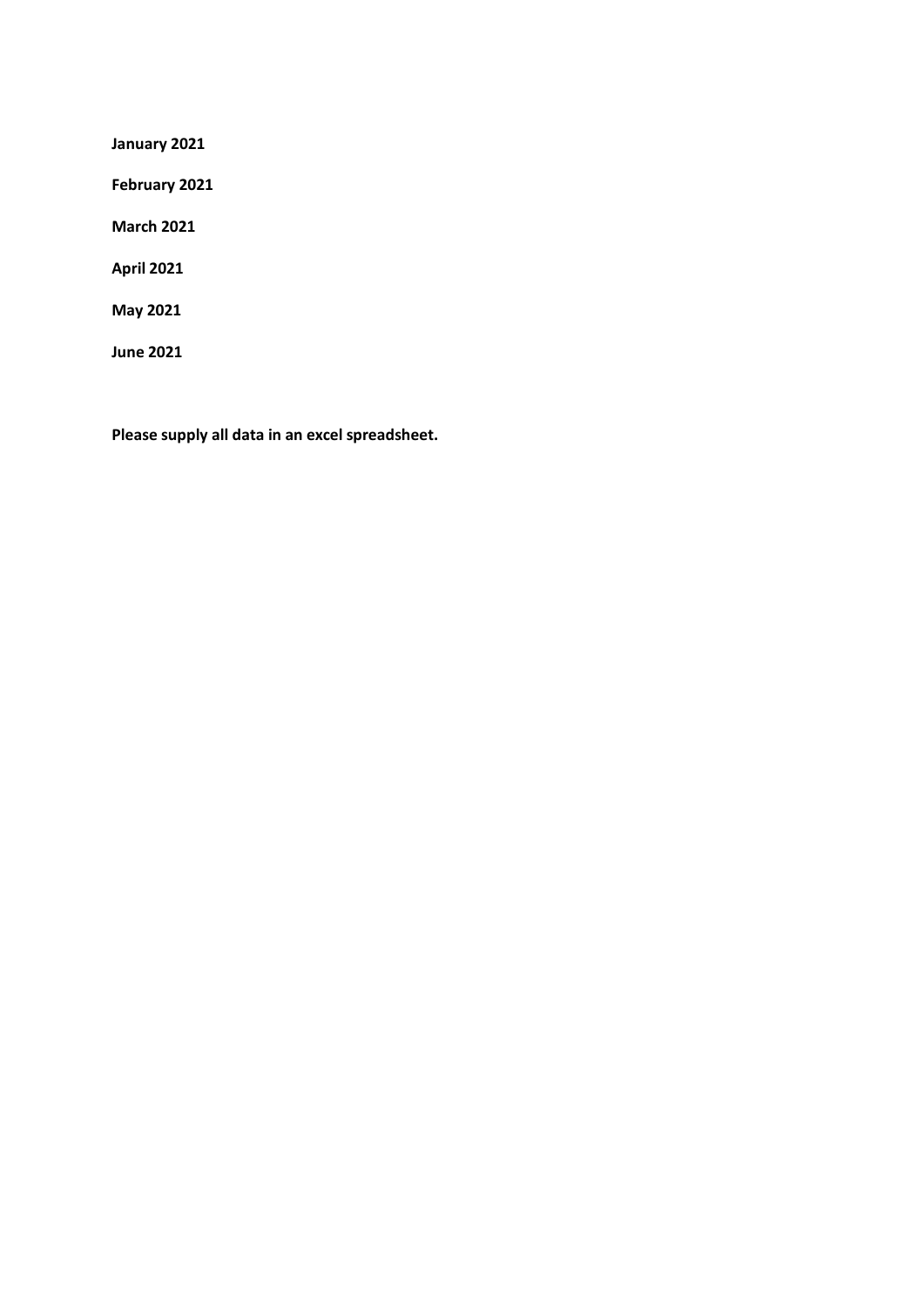**January 2021**

**February 2021**

**March 2021**

**April 2021**

**May 2021**

**June 2021**

**Please supply all data in an excel spreadsheet.**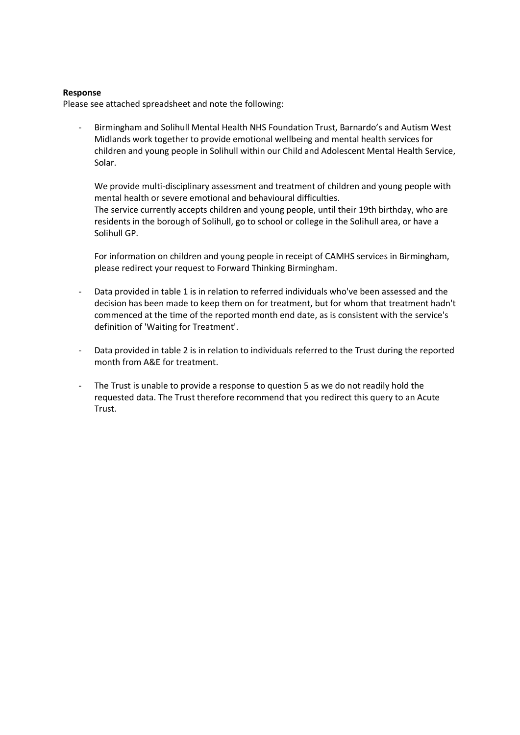**Response**

Please see attached spreadsheet and note the following:

- Birmingham and Solihull Mental Health NHS Foundation Trust, Barnardo's and Autism West Midlands work together to provide emotional wellbeing and mental health services for children and young people in Solihull within our Child and Adolescent Mental Health Service, Solar.

  We provide multi-disciplinary assessment and treatment of children and young people with mental health or severe emotional and behavioural difficulties.
  The service currently accepts children and young people, until their 19th birthday, who are residents in the borough of Solihull, go to school or college in the Solihull area, or have a Solihull GP.

  For information on children and young people in receipt of CAMHS services in Birmingham, please redirect your request to Forward Thinking Birmingham.

- Data provided in table 1 is in relation to referred individuals who've been assessed and the decision has been made to keep them on for treatment, but for whom that treatment hadn't commenced at the time of the reported month end date, as is consistent with the service's definition of 'Waiting for Treatment'.

- Data provided in table 2 is in relation to individuals referred to the Trust during the reported month from A&E for treatment.

- The Trust is unable to provide a response to question 5 as we do not readily hold the requested data. The Trust therefore recommend that you redirect this query to an Acute Trust.